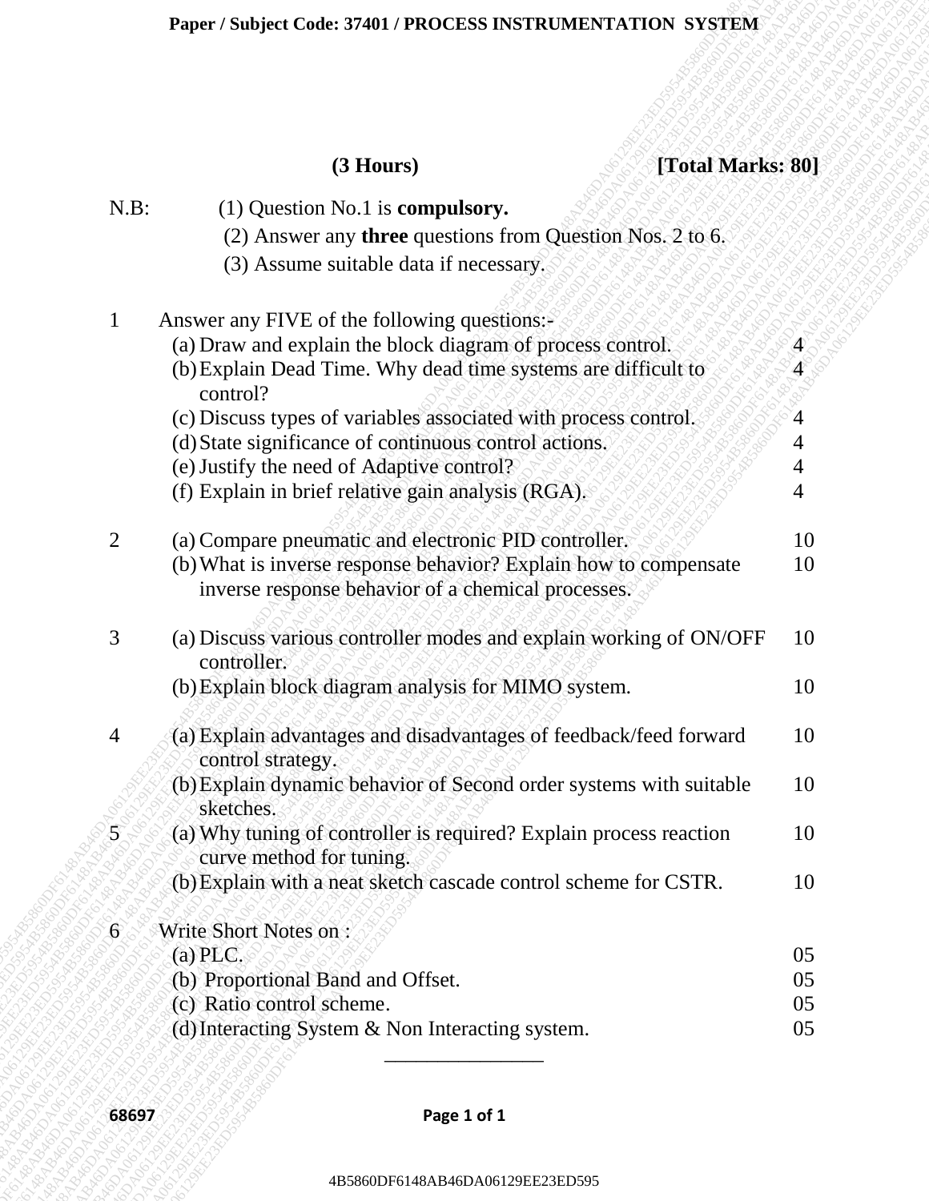**Paper / Subject Code: 37401 / PROCESS INSTRUMENTATION SYSTEM**

**(3 Hours)** **[Total Marks: 80]**

N.B: (1) Question No.1 is **compulsory.**

(2) Answer any **three** questions from Question Nos. 2 to 6.

(3) Assume suitable data if necessary.

| Q. No. | Question | Marks |
|---|---|---|
| 1 | Answer any FIVE of the following questions:- | |
| | (a) Draw and explain the block diagram of process control. | 4 |
| | (b) Explain Dead Time. Why dead time systems are difficult to control? | 4 |
| | (c) Discuss types of variables associated with process control. | 4 |
| | (d) State significance of continuous control actions. | 4 |
| | (e) Justify the need of Adaptive control? | 4 |
| | (f) Explain in brief relative gain analysis (RGA). | 4 |
| 2 | (a) Compare pneumatic and electronic PID controller. | 10 |
| | (b) What is inverse response behavior? Explain how to compensate inverse response behavior of a chemical processes. | 10 |
| 3 | (a) Discuss various controller modes and explain working of ON/OFF controller. | 10 |
| | (b) Explain block diagram analysis for MIMO system. | 10 |
| 4 | (a) Explain advantages and disadvantages of feedback/feed forward control strategy. | 10 |
| | (b) Explain dynamic behavior of Second order systems with suitable sketches. | 10 |
| 5 | (a) Why tuning of controller is required? Explain process reaction curve method for tuning. | 10 |
| | (b) Explain with a neat sketch cascade control scheme for CSTR. | 10 |
| 6 | Write Short Notes on : | |
| | (a) PLC. | 05 |
| | (b) Proportional Band and Offset. | 05 |
| | (c) Ratio control scheme. | 05 |
| | (d) Interacting System & Non Interacting system. | 05 |

---

68697

4B5860DF6148AB46DA06129EE23ED595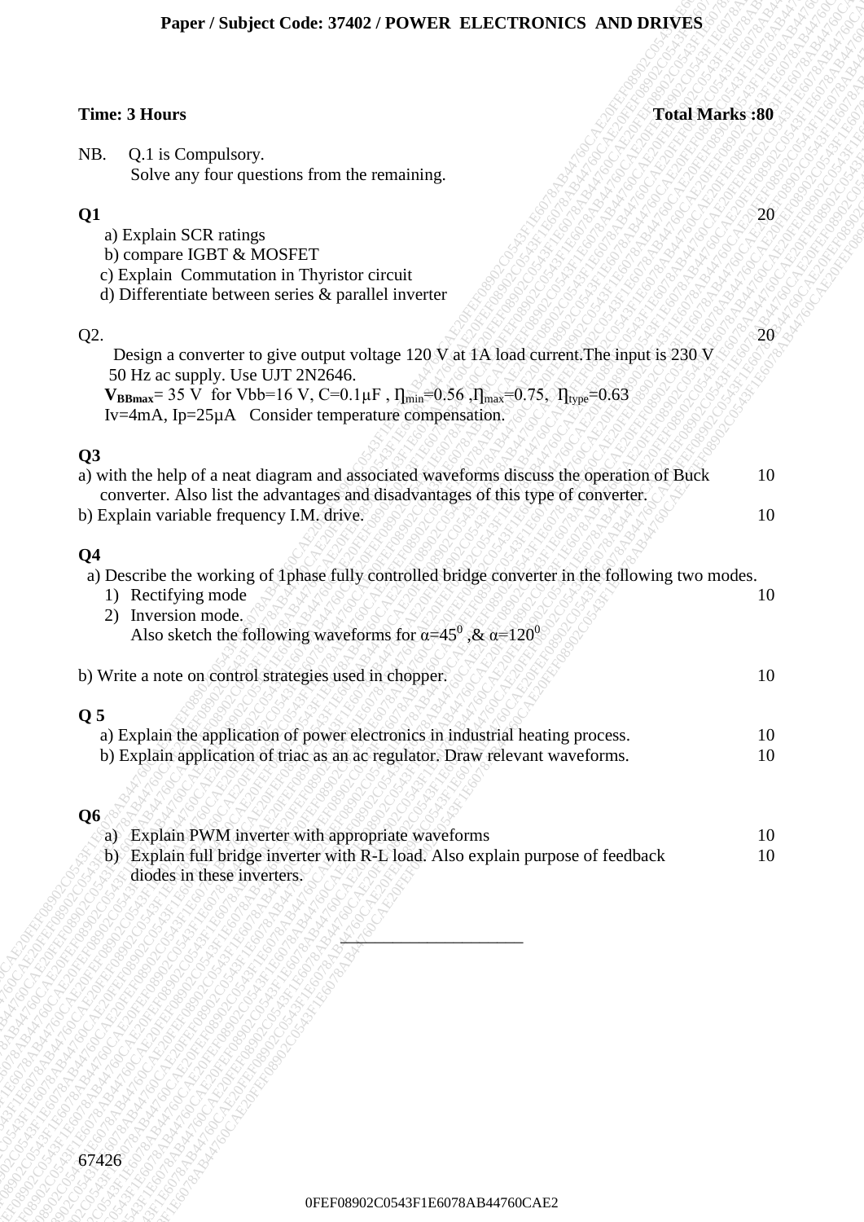**Paper / Subject Code: 37402 / POWER ELECTRONICS AND DRIVES**

**Time: 3 Hours** **Total Marks :80**

NB. Q.1 is Compulsory.
Solve any four questions from the remaining.

**Q1** 20

a) Explain SCR ratings
b) compare IGBT & MOSFET
c) Explain Commutation in Thyristor circuit
d) Differentiate between series & parallel inverter

Q2. 20

Design a converter to give output voltage 120 V at 1A load current.The input is 230 V 50 Hz ac supply. Use UJT 2N2646.
$V_{BBmax}$= 35 V for Vbb=16 V, C=0.1μF , $\eta_{min}$=0.56 ,$\eta_{max}$=0.75, $\eta_{type}$=0.63
Iv=4mA, Ip=25μA Consider temperature compensation.

**Q3**

a) with the help of a neat diagram and associated waveforms discuss the operation of Buck converter. Also list the advantages and disadvantages of this type of converter. 10

b) Explain variable frequency I.M. drive. 10

**Q4**

a) Describe the working of 1phase fully controlled bridge converter in the following two modes.
1) Rectifying mode 10
2) Inversion mode.
Also sketch the following waveforms for $\alpha=45^0$ ,& $\alpha=120^0$

b) Write a note on control strategies used in chopper. 10

**Q 5**

a) Explain the application of power electronics in industrial heating process. 10
b) Explain application of triac as an ac regulator. Draw relevant waveforms. 10

**Q6**

a) Explain PWM inverter with appropriate waveforms 10
b) Explain full bridge inverter with R-L load. Also explain purpose of feedback diodes in these inverters. 10

---

67426

0FEF08902C0543F1E6078AB44760CAE2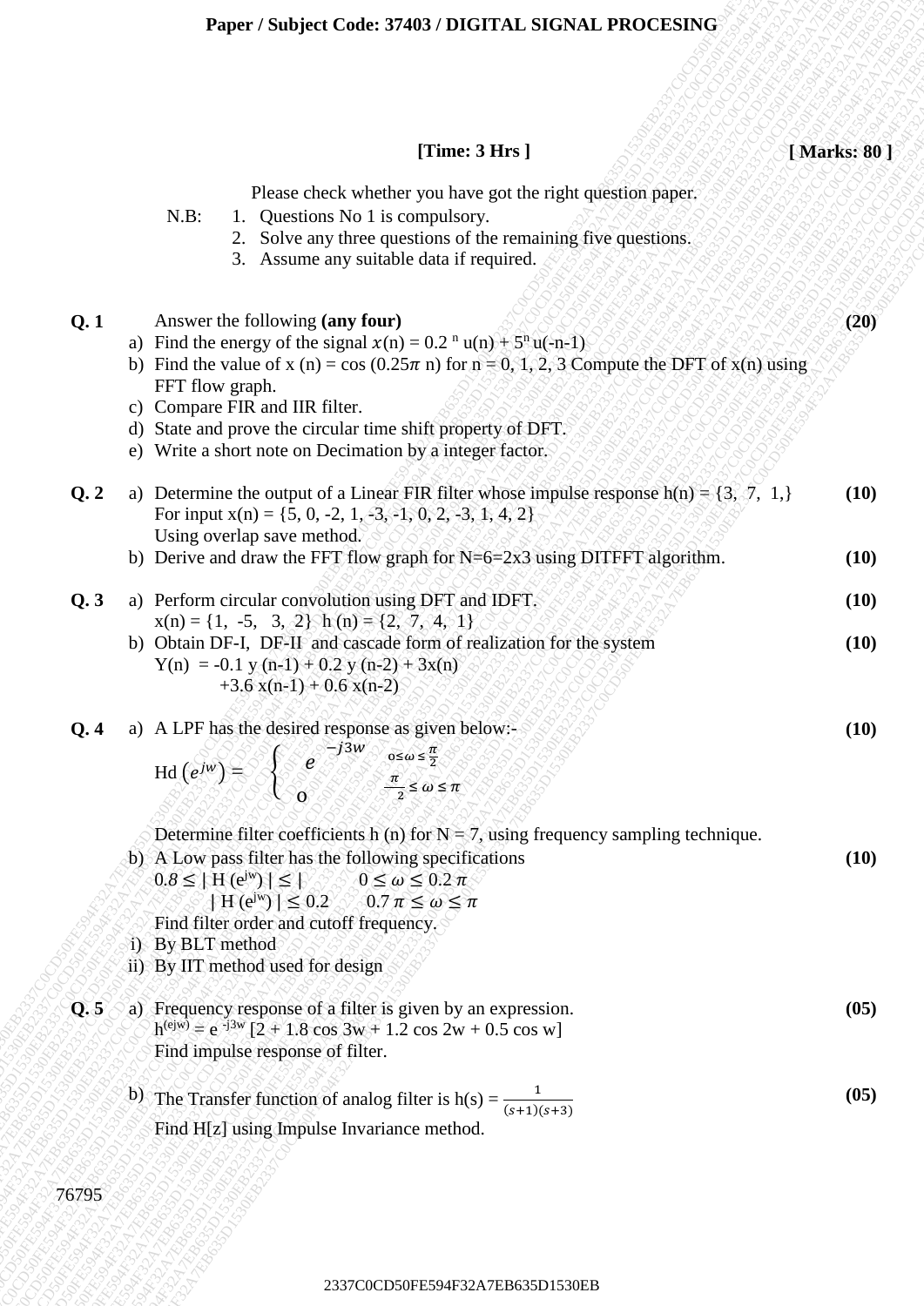**Paper / Subject Code: 37403 / DIGITAL SIGNAL PROCESING**

**[Time: 3 Hrs ]** **[ Marks: 80 ]**

Please check whether you have got the right question paper.

N.B:
1. Questions No 1 is compulsory.
2. Solve any three questions of the remaining five questions.
3. Assume any suitable data if required.

**Q. 1** Answer the following **(any four)** **(20)**

a) Find the energy of the signal $x(n) = 0.2^{n}u(n) + 5^{n}u(-n-1)$

b) Find the value of $x(n) = \cos(0.25\pi n)$ for n = 0, 1, 2, 3 Compute the DFT of x(n) using FFT flow graph.

c) Compare FIR and IIR filter.

d) State and prove the circular time shift property of DFT.

e) Write a short note on Decimation by a integer factor.

**Q. 2** a) Determine the output of a Linear FIR filter whose impulse response h(n) = {3, 7, 1,} For input x(n) = {5, 0, -2, 1, -3, -1, 0, 2, -3, 1, 4, 2} Using overlap save method. **(10)**

b) Derive and draw the FFT flow graph for N=6=2x3 using DITFFT algorithm. **(10)**

**Q. 3** a) Perform circular convolution using DFT and IDFT. **(10)**
x(n) = {1, -5, 3, 2} h (n) = {2, 7, 4, 1}

b) Obtain DF-I, DF-II and cascade form of realization for the system **(10)**
$Y(n) = -0.1\, y(n-1) + 0.2\, y(n-2) + 3x(n) + 3.6\, x(n-1) + 0.6\, x(n-2)$

**Q. 4** a) A LPF has the desired response as given below:- **(10)**

$$H_d(e^{jw}) = \begin{cases} e^{-j3w} & 0 \le \omega \le \frac{\pi}{2} \\ 0 & \frac{\pi}{2} \le \omega \le \pi \end{cases}$$

Determine filter coefficients h (n) for N = 7, using frequency sampling technique.

b) A Low pass filter has the following specifications **(10)**

$0.8 \le |H(e^{jw})| \le |$ $\quad 0 \le \omega \le 0.2\pi$

$|H(e^{jw})| \le 0.2$ $\quad 0.7\pi \le \omega \le \pi$

Find filter order and cutoff frequency.

i) By BLT method

ii) By IIT method used for design

**Q. 5** a) Frequency response of a filter is given by an expression. **(05)**
$h^{(ejw)} = e^{-j3w}[2 + 1.8\cos 3w + 1.2\cos 2w + 0.5\cos w]$
Find impulse response of filter.

b) The Transfer function of analog filter is $h(s) = \frac{1}{(s+1)(s+3)}$ **(05)**
Find H[z] using Impulse Invariance method.

76795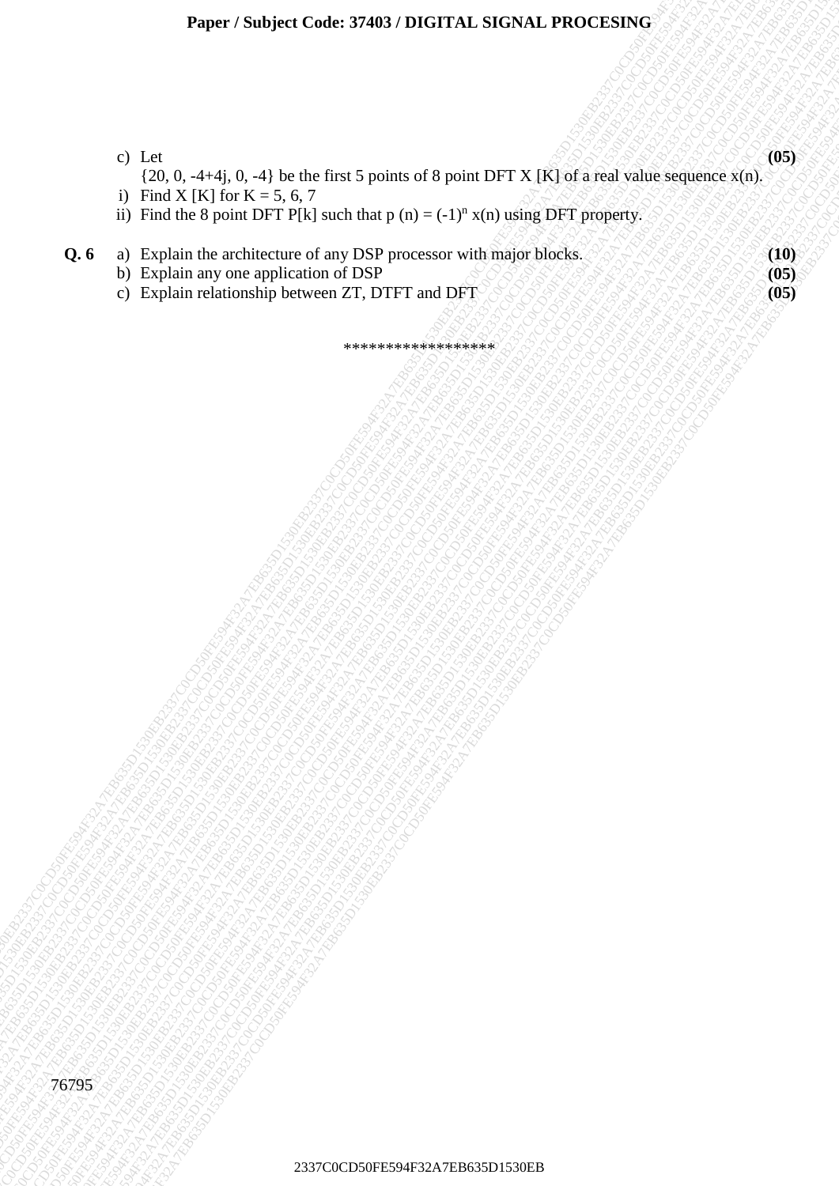c) Let $\{20, 0, -4+4j, 0, -4\}$ be the first 5 points of 8 point DFT X [K] of a real value sequence x(n). **(05)**

i) Find X [K] for K = 5, 6, 7

ii) Find the 8 point DFT P[k] such that $p(n) = (-1)^n x(n)$ using DFT property.

**Q. 6**

a) Explain the architecture of any DSP processor with major blocks. **(10)**

b) Explain any one application of DSP **(05)**

c) Explain relationship between ZT, DTFT and DFT **(05)**

******************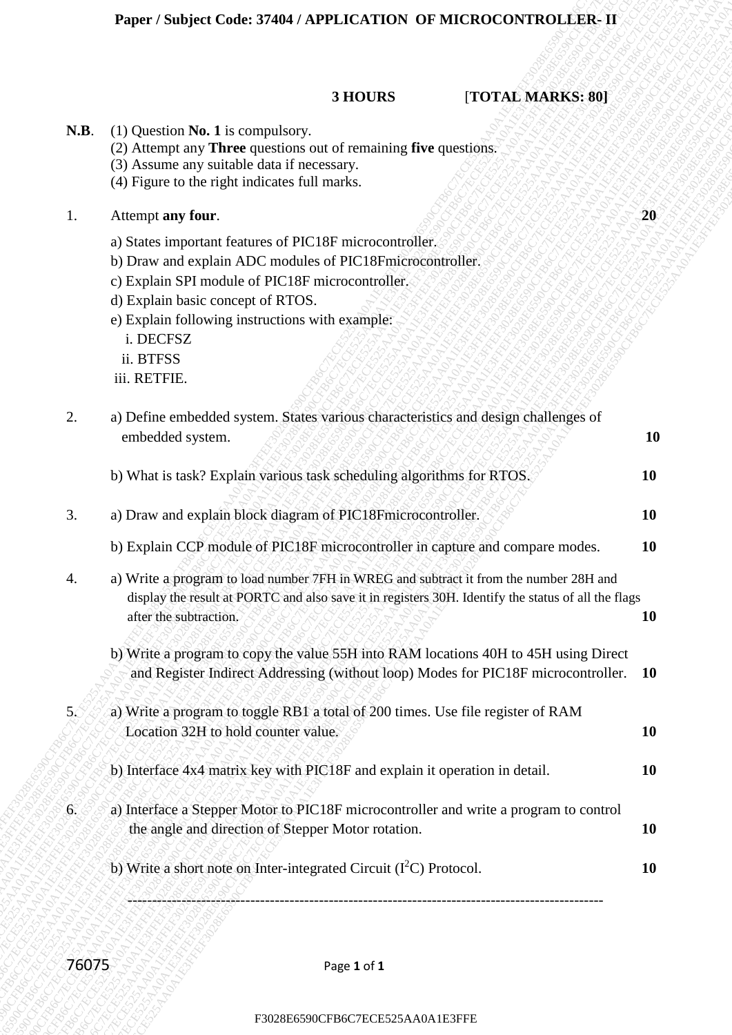**Paper / Subject Code: 37404 / APPLICATION OF MICROCONTROLLER- II**

**3 HOURS** [**TOTAL MARKS: 80**]

**N.B.** (1) Question **No. 1** is compulsory.
(2) Attempt any **Three** questions out of remaining **five** questions.
(3) Assume any suitable data if necessary.
(4) Figure to the right indicates full marks.

1. Attempt **any four**. **20**

a) States important features of PIC18F microcontroller.
b) Draw and explain ADC modules of PIC18Fmicrocontroller.
c) Explain SPI module of PIC18F microcontroller.
d) Explain basic concept of RTOS.
e) Explain following instructions with example:
  i. DECFSZ
  ii. BTFSS
  iii. RETFIE.

2. a) Define embedded system. States various characteristics and design challenges of embedded system. **10**

b) What is task? Explain various task scheduling algorithms for RTOS. **10**

3. a) Draw and explain block diagram of PIC18Fmicrocontroller. **10**

b) Explain CCP module of PIC18F microcontroller in capture and compare modes. **10**

4. a) Write a program to load number 7FH in WREG and subtract it from the number 28H and display the result at PORTC and also save it in registers 30H. Identify the status of all the flags after the subtraction. **10**

b) Write a program to copy the value 55H into RAM locations 40H to 45H using Direct and Register Indirect Addressing (without loop) Modes for PIC18F microcontroller. **10**

5. a) Write a program to toggle RB1 a total of 200 times. Use file register of RAM Location 32H to hold counter value. **10**

b) Interface 4x4 matrix key with PIC18F and explain it operation in detail. **10**

6. a) Interface a Stepper Motor to PIC18F microcontroller and write a program to control the angle and direction of Stepper Motor rotation. **10**

b) Write a short note on Inter-integrated Circuit ($I^2C$) Protocol. **10**

---

76075

F3028E6590CFB6C7ECE525AA0A1E3FFE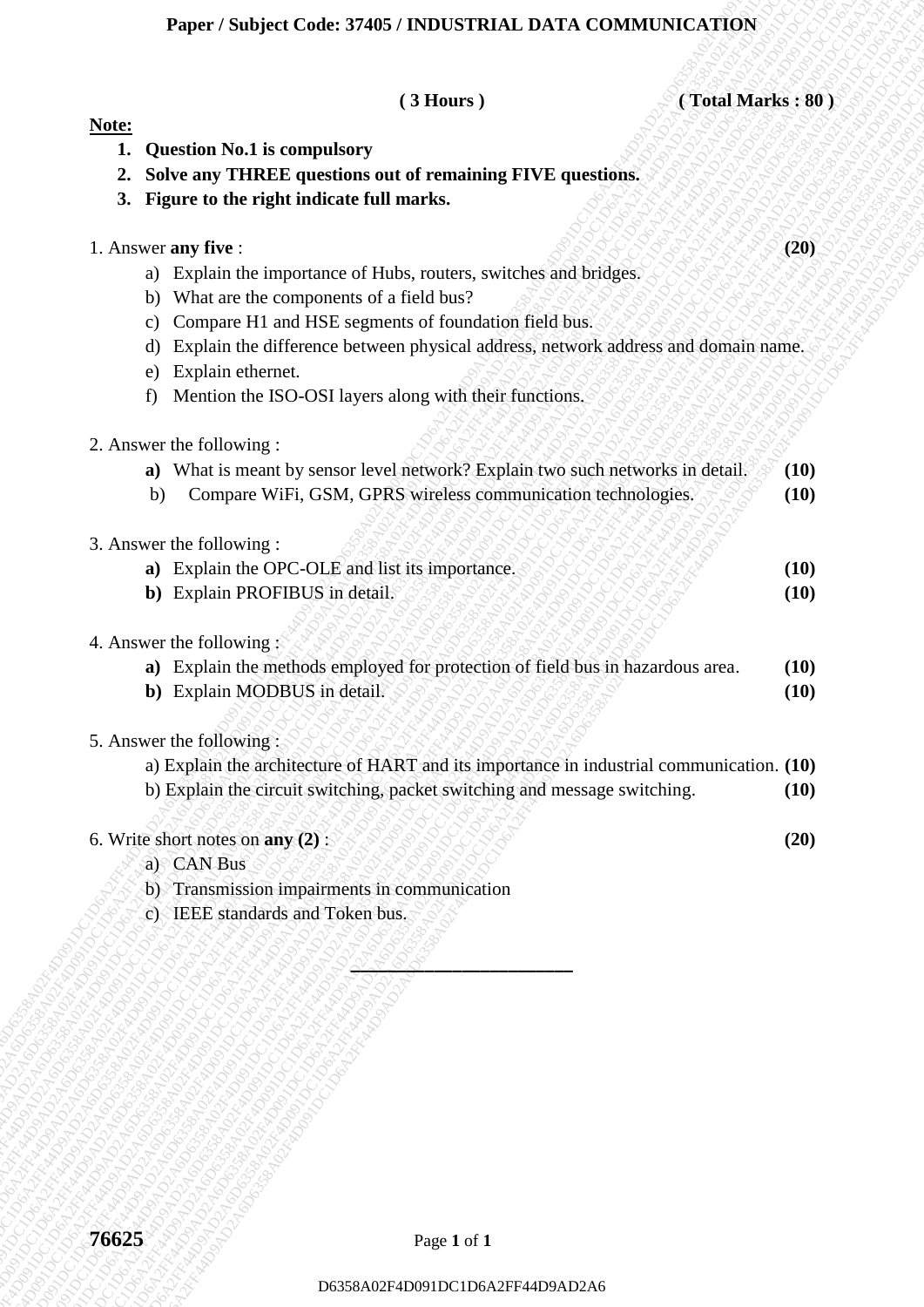**Paper / Subject Code: 37405 / INDUSTRIAL DATA COMMUNICATION**

**( 3 Hours )** **( Total Marks : 80 )**

**Note:**

1. **Question No.1 is compulsory**
2. **Solve any THREE questions out of remaining FIVE questions.**
3. **Figure to the right indicate full marks.**

1. Answer **any five** : **(20)**
   - a) Explain the importance of Hubs, routers, switches and bridges.
   - b) What are the components of a field bus?
   - c) Compare H1 and HSE segments of foundation field bus.
   - d) Explain the difference between physical address, network address and domain name.
   - e) Explain ethernet.
   - f) Mention the ISO-OSI layers along with their functions.

2. Answer the following :
   - **a)** What is meant by sensor level network? Explain two such networks in detail. **(10)**
   - b) Compare WiFi, GSM, GPRS wireless communication technologies. **(10)**

3. Answer the following :
   - **a)** Explain the OPC-OLE and list its importance. **(10)**
   - **b)** Explain PROFIBUS in detail. **(10)**

4. Answer the following :
   - **a)** Explain the methods employed for protection of field bus in hazardous area. **(10)**
   - **b)** Explain MODBUS in detail. **(10)**

5. Answer the following :
   - a) Explain the architecture of HART and its importance in industrial communication. **(10)**
   - b) Explain the circuit switching, packet switching and message switching. **(10)**

6. Write short notes on **any (2)** : **(20)**
   - a) CAN Bus
   - b) Transmission impairments in communication
   - c) IEEE standards and Token bus.

---

**76625**

D6358A02F4D091DC1D6A2FF44D9AD2A6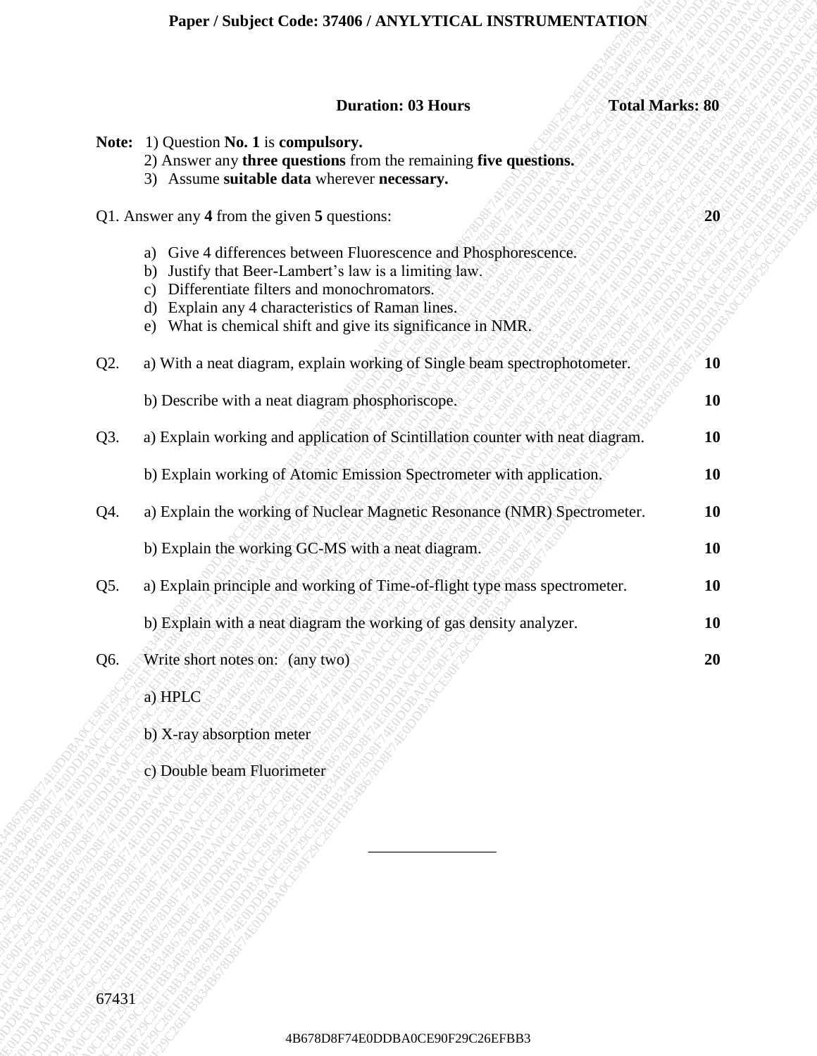**Paper / Subject Code: 37406 / ANYLYTICAL INSTRUMENTATION**

**Duration: 03 Hours** **Total Marks: 80**

**Note:** 1) Question **No. 1** is **compulsory.**
2) Answer any **three questions** from the remaining **five questions.**
3) Assume **suitable data** wherever **necessary.**

Q1. Answer any **4** from the given **5** questions: **20**

a) Give 4 differences between Fluorescence and Phosphorescence.
b) Justify that Beer-Lambert's law is a limiting law.
c) Differentiate filters and monochromators.
d) Explain any 4 characteristics of Raman lines.
e) What is chemical shift and give its significance in NMR.

Q2. a) With a neat diagram, explain working of Single beam spectrophotometer. **10**

b) Describe with a neat diagram phosphoriscope. **10**

Q3. a) Explain working and application of Scintillation counter with neat diagram. **10**

b) Explain working of Atomic Emission Spectrometer with application. **10**

Q4. a) Explain the working of Nuclear Magnetic Resonance (NMR) Spectrometer. **10**

b) Explain the working GC-MS with a neat diagram. **10**

Q5. a) Explain principle and working of Time-of-flight type mass spectrometer. **10**

b) Explain with a neat diagram the working of gas density analyzer. **10**

Q6. Write short notes on: (any two) **20**

a) HPLC

b) X-ray absorption meter

c) Double beam Fluorimeter

---

67431